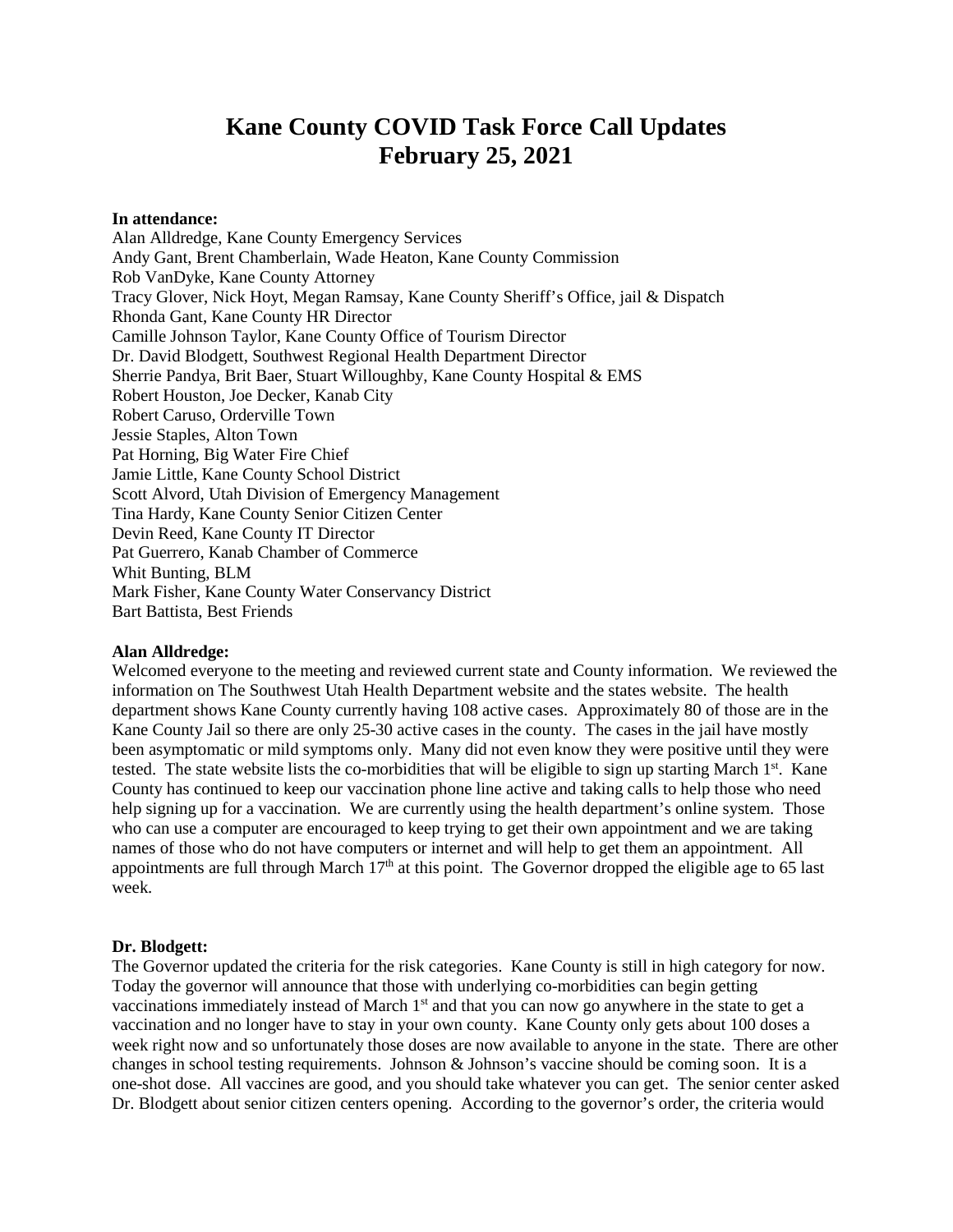# Kane County COVID Task Force Call Updates
# February 25, 2021

**In attendance:**

Alan Alldredge, Kane County Emergency Services
Andy Gant, Brent Chamberlain, Wade Heaton, Kane County Commission
Rob VanDyke, Kane County Attorney
Tracy Glover, Nick Hoyt, Megan Ramsay, Kane County Sheriff's Office, jail & Dispatch
Rhonda Gant, Kane County HR Director
Camille Johnson Taylor, Kane County Office of Tourism Director
Dr. David Blodgett, Southwest Regional Health Department Director
Sherrie Pandya, Brit Baer, Stuart Willoughby, Kane County Hospital & EMS
Robert Houston, Joe Decker, Kanab City
Robert Caruso, Orderville Town
Jessie Staples, Alton Town
Pat Horning, Big Water Fire Chief
Jamie Little, Kane County School District
Scott Alvord, Utah Division of Emergency Management
Tina Hardy, Kane County Senior Citizen Center
Devin Reed, Kane County IT Director
Pat Guerrero, Kanab Chamber of Commerce
Whit Bunting, BLM
Mark Fisher, Kane County Water Conservancy District
Bart Battista, Best Friends

**Alan Alldredge:**

Welcomed everyone to the meeting and reviewed current state and County information. We reviewed the information on The Southwest Utah Health Department website and the states website. The health department shows Kane County currently having 108 active cases. Approximately 80 of those are in the Kane County Jail so there are only 25-30 active cases in the county. The cases in the jail have mostly been asymptomatic or mild symptoms only. Many did not even know they were positive until they were tested. The state website lists the co-morbidities that will be eligible to sign up starting March 1st. Kane County has continued to keep our vaccination phone line active and taking calls to help those who need help signing up for a vaccination. We are currently using the health department's online system. Those who can use a computer are encouraged to keep trying to get their own appointment and we are taking names of those who do not have computers or internet and will help to get them an appointment. All appointments are full through March 17th at this point. The Governor dropped the eligible age to 65 last week.

**Dr. Blodgett:**

The Governor updated the criteria for the risk categories. Kane County is still in high category for now. Today the governor will announce that those with underlying co-morbidities can begin getting vaccinations immediately instead of March 1st and that you can now go anywhere in the state to get a vaccination and no longer have to stay in your own county. Kane County only gets about 100 doses a week right now and so unfortunately those doses are now available to anyone in the state. There are other changes in school testing requirements. Johnson & Johnson's vaccine should be coming soon. It is a one-shot dose. All vaccines are good, and you should take whatever you can get. The senior center asked Dr. Blodgett about senior citizen centers opening. According to the governor's order, the criteria would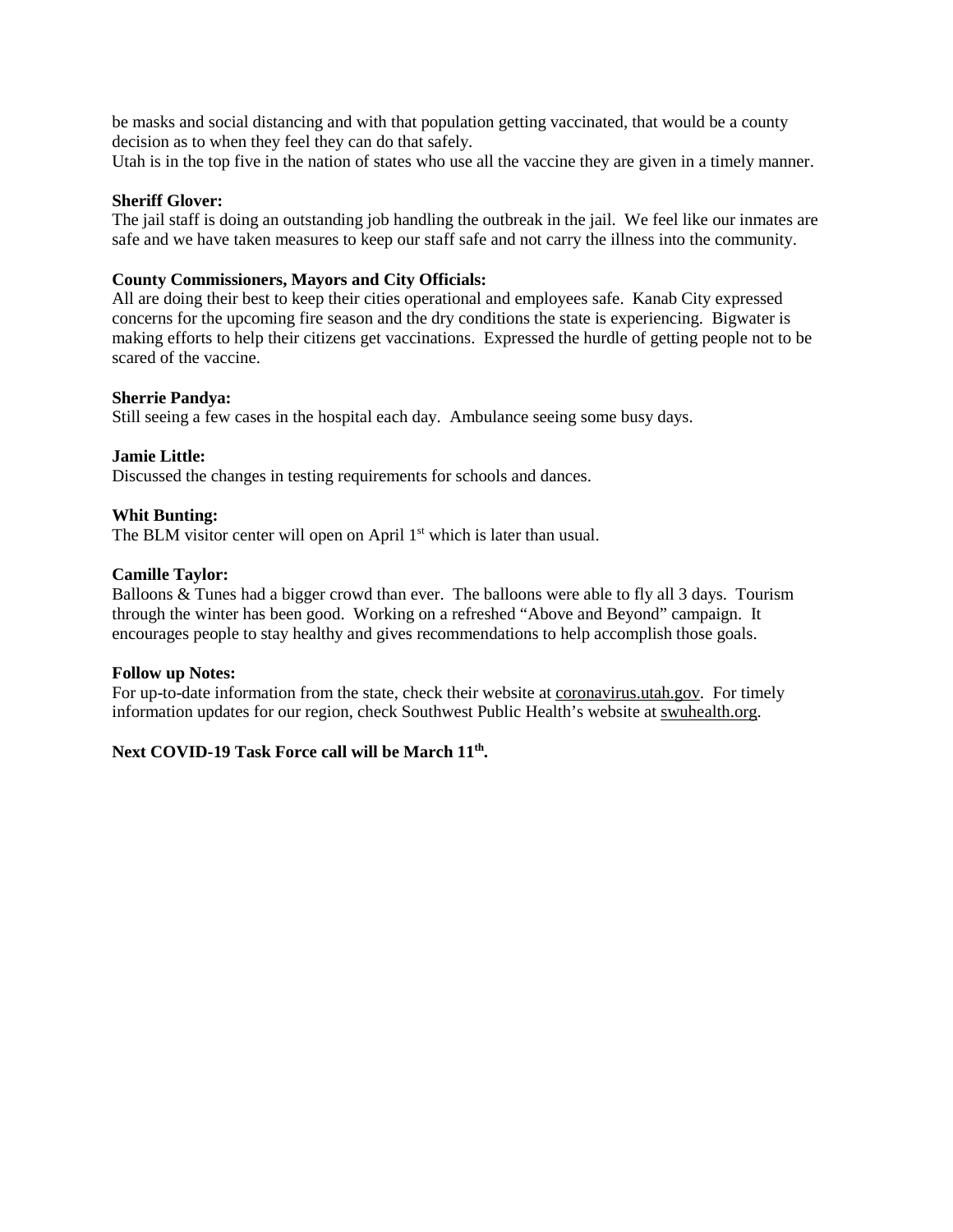be masks and social distancing and with that population getting vaccinated, that would be a county decision as to when they feel they can do that safely.
Utah is in the top five in the nation of states who use all the vaccine they are given in a timely manner.

**Sheriff Glover:**
The jail staff is doing an outstanding job handling the outbreak in the jail. We feel like our inmates are safe and we have taken measures to keep our staff safe and not carry the illness into the community.

**County Commissioners, Mayors and City Officials:**
All are doing their best to keep their cities operational and employees safe. Kanab City expressed concerns for the upcoming fire season and the dry conditions the state is experiencing. Bigwater is making efforts to help their citizens get vaccinations. Expressed the hurdle of getting people not to be scared of the vaccine.

**Sherrie Pandya:**
Still seeing a few cases in the hospital each day. Ambulance seeing some busy days.

**Jamie Little:**
Discussed the changes in testing requirements for schools and dances.

**Whit Bunting:**
The BLM visitor center will open on April 1st which is later than usual.

**Camille Taylor:**
Balloons & Tunes had a bigger crowd than ever. The balloons were able to fly all 3 days. Tourism through the winter has been good. Working on a refreshed "Above and Beyond" campaign. It encourages people to stay healthy and gives recommendations to help accomplish those goals.

**Follow up Notes:**
For up-to-date information from the state, check their website at coronavirus.utah.gov. For timely information updates for our region, check Southwest Public Health's website at swuhealth.org.

**Next COVID-19 Task Force call will be March 11th.**